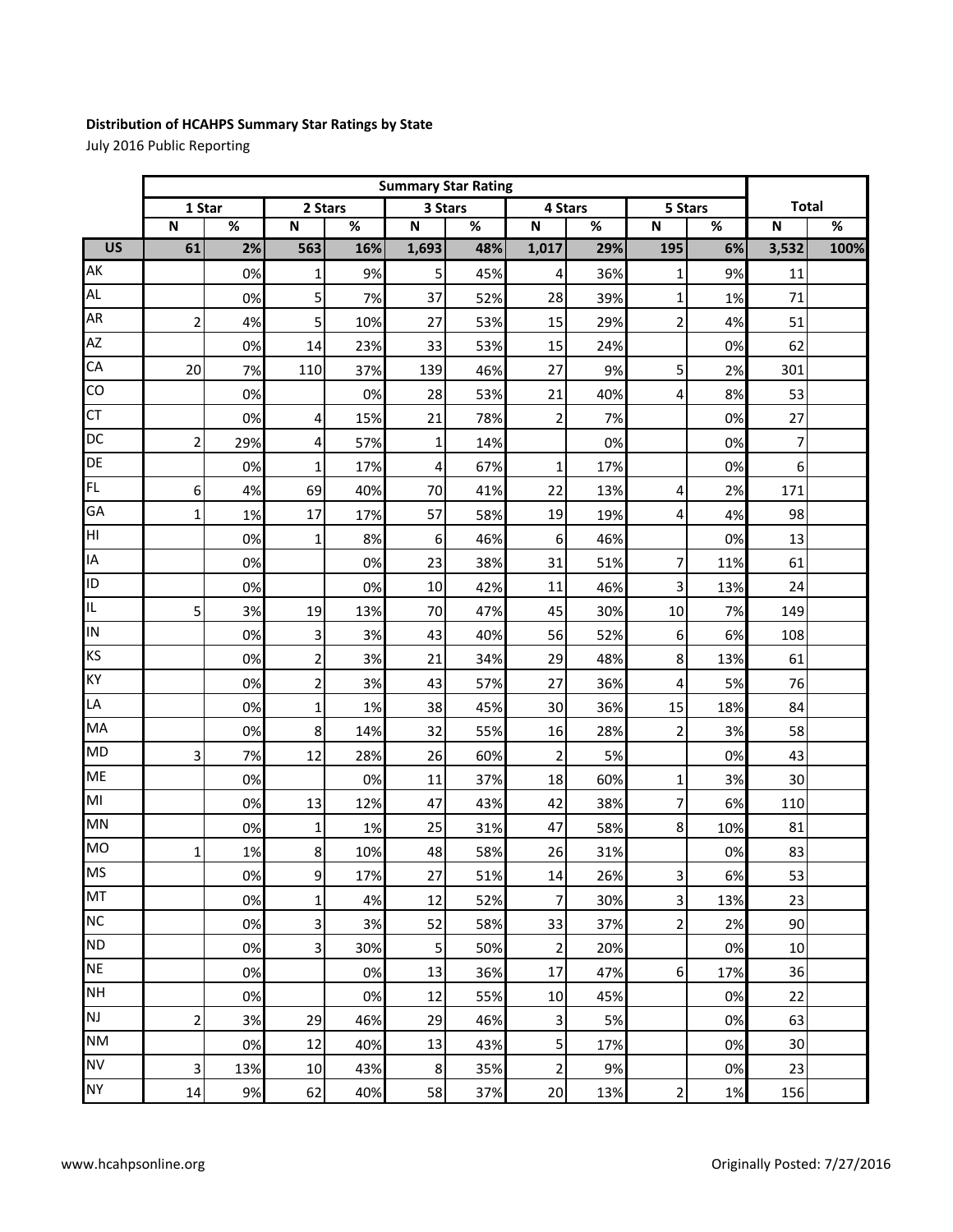**Distribution of HCAHPS Summary Star Ratings by State**

July 2016 Public Reporting

| | Summary Star Rating | | | | | | | | | | | |
|---|---|---|---|---|---|---|---|---|---|---|---|---|
| | 1 Star | | 2 Stars | | 3 Stars | | 4 Stars | | 5 Stars | | Total | |
| | N | % | N | % | N | % | N | % | N | % | N | % |
| **US** | **61** | **2%** | **563** | **16%** | **1,693** | **48%** | **1,017** | **29%** | **195** | **6%** | **3,532** | **100%** |
| AK | | 0% | 1 | 9% | 5 | 45% | 4 | 36% | 1 | 9% | 11 | |
| AL | | 0% | 5 | 7% | 37 | 52% | 28 | 39% | 1 | 1% | 71 | |
| AR | 2 | 4% | 5 | 10% | 27 | 53% | 15 | 29% | 2 | 4% | 51 | |
| AZ | | 0% | 14 | 23% | 33 | 53% | 15 | 24% | | 0% | 62 | |
| CA | 20 | 7% | 110 | 37% | 139 | 46% | 27 | 9% | 5 | 2% | 301 | |
| CO | | 0% | | 0% | 28 | 53% | 21 | 40% | 4 | 8% | 53 | |
| CT | | 0% | 4 | 15% | 21 | 78% | 2 | 7% | | 0% | 27 | |
| DC | 2 | 29% | 4 | 57% | 1 | 14% | | 0% | | 0% | 7 | |
| DE | | 0% | 1 | 17% | 4 | 67% | 1 | 17% | | 0% | 6 | |
| FL | 6 | 4% | 69 | 40% | 70 | 41% | 22 | 13% | 4 | 2% | 171 | |
| GA | 1 | 1% | 17 | 17% | 57 | 58% | 19 | 19% | 4 | 4% | 98 | |
| HI | | 0% | 1 | 8% | 6 | 46% | 6 | 46% | | 0% | 13 | |
| IA | | 0% | | 0% | 23 | 38% | 31 | 51% | 7 | 11% | 61 | |
| ID | | 0% | | 0% | 10 | 42% | 11 | 46% | 3 | 13% | 24 | |
| IL | 5 | 3% | 19 | 13% | 70 | 47% | 45 | 30% | 10 | 7% | 149 | |
| IN | | 0% | 3 | 3% | 43 | 40% | 56 | 52% | 6 | 6% | 108 | |
| KS | | 0% | 2 | 3% | 21 | 34% | 29 | 48% | 8 | 13% | 61 | |
| KY | | 0% | 2 | 3% | 43 | 57% | 27 | 36% | 4 | 5% | 76 | |
| LA | | 0% | 1 | 1% | 38 | 45% | 30 | 36% | 15 | 18% | 84 | |
| MA | | 0% | 8 | 14% | 32 | 55% | 16 | 28% | 2 | 3% | 58 | |
| MD | 3 | 7% | 12 | 28% | 26 | 60% | 2 | 5% | | 0% | 43 | |
| ME | | 0% | | 0% | 11 | 37% | 18 | 60% | 1 | 3% | 30 | |
| MI | | 0% | 13 | 12% | 47 | 43% | 42 | 38% | 7 | 6% | 110 | |
| MN | | 0% | 1 | 1% | 25 | 31% | 47 | 58% | 8 | 10% | 81 | |
| MO | 1 | 1% | 8 | 10% | 48 | 58% | 26 | 31% | | 0% | 83 | |
| MS | | 0% | 9 | 17% | 27 | 51% | 14 | 26% | 3 | 6% | 53 | |
| MT | | 0% | 1 | 4% | 12 | 52% | 7 | 30% | 3 | 13% | 23 | |
| NC | | 0% | 3 | 3% | 52 | 58% | 33 | 37% | 2 | 2% | 90 | |
| ND | | 0% | 3 | 30% | 5 | 50% | 2 | 20% | | 0% | 10 | |
| NE | | 0% | | 0% | 13 | 36% | 17 | 47% | 6 | 17% | 36 | |
| NH | | 0% | | 0% | 12 | 55% | 10 | 45% | | 0% | 22 | |
| NJ | 2 | 3% | 29 | 46% | 29 | 46% | 3 | 5% | | 0% | 63 | |
| NM | | 0% | 12 | 40% | 13 | 43% | 5 | 17% | | 0% | 30 | |
| NV | 3 | 13% | 10 | 43% | 8 | 35% | 2 | 9% | | 0% | 23 | |
| NY | 14 | 9% | 62 | 40% | 58 | 37% | 20 | 13% | 2 | 1% | 156 | |

www.hcahpsonline.org

Originally Posted: 7/27/2016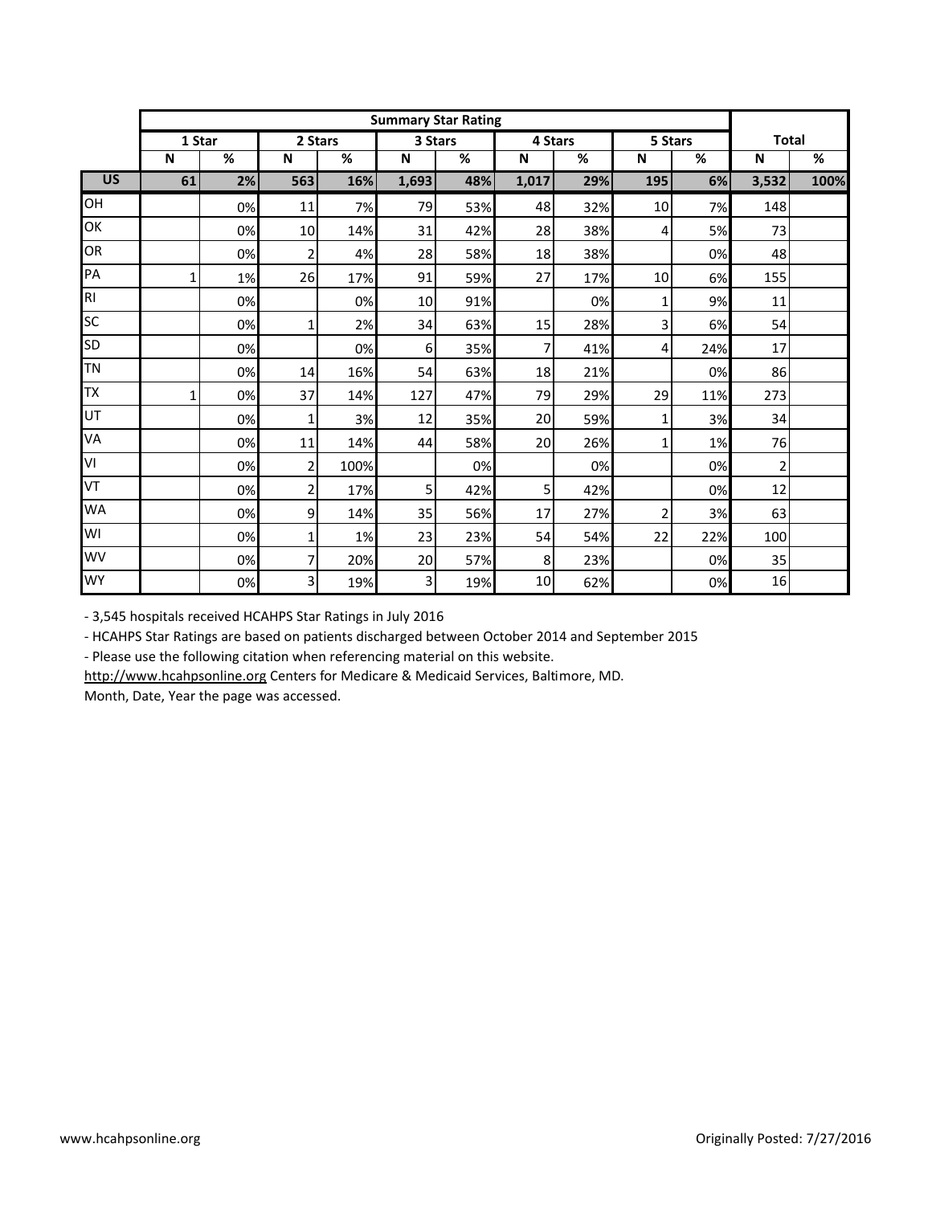| | Summary Star Rating | | | | | | | | | | | |
|---|---|---|---|---|---|---|---|---|---|---|---|---|
| | 1 Star | | 2 Stars | | 3 Stars | | 4 Stars | | 5 Stars | | Total | |
| | N | % | N | % | N | % | N | % | N | % | N | % |
| **US** | **61** | **2%** | **563** | **16%** | **1,693** | **48%** | **1,017** | **29%** | **195** | **6%** | **3,532** | **100%** |
| OH | | 0% | 11 | 7% | 79 | 53% | 48 | 32% | 10 | 7% | 148 | |
| OK | | 0% | 10 | 14% | 31 | 42% | 28 | 38% | 4 | 5% | 73 | |
| OR | | 0% | 2 | 4% | 28 | 58% | 18 | 38% | | 0% | 48 | |
| PA | 1 | 1% | 26 | 17% | 91 | 59% | 27 | 17% | 10 | 6% | 155 | |
| RI | | 0% | | 0% | 10 | 91% | | 0% | 1 | 9% | 11 | |
| SC | | 0% | 1 | 2% | 34 | 63% | 15 | 28% | 3 | 6% | 54 | |
| SD | | 0% | | 0% | 6 | 35% | 7 | 41% | 4 | 24% | 17 | |
| TN | | 0% | 14 | 16% | 54 | 63% | 18 | 21% | | 0% | 86 | |
| TX | 1 | 0% | 37 | 14% | 127 | 47% | 79 | 29% | 29 | 11% | 273 | |
| UT | | 0% | 1 | 3% | 12 | 35% | 20 | 59% | 1 | 3% | 34 | |
| VA | | 0% | 11 | 14% | 44 | 58% | 20 | 26% | 1 | 1% | 76 | |
| VI | | 0% | 2 | 100% | | 0% | | 0% | | 0% | 2 | |
| VT | | 0% | 2 | 17% | 5 | 42% | 5 | 42% | | 0% | 12 | |
| WA | | 0% | 9 | 14% | 35 | 56% | 17 | 27% | 2 | 3% | 63 | |
| WI | | 0% | 1 | 1% | 23 | 23% | 54 | 54% | 22 | 22% | 100 | |
| WV | | 0% | 7 | 20% | 20 | 57% | 8 | 23% | | 0% | 35 | |
| WY | | 0% | 3 | 19% | 3 | 19% | 10 | 62% | | 0% | 16 | |

- 3,545 hospitals received HCAHPS Star Ratings in July 2016
- HCAHPS Star Ratings are based on patients discharged between October 2014 and September 2015
- Please use the following citation when referencing material on this website.

http://www.hcahpsonline.org Centers for Medicare & Medicaid Services, Baltimore, MD.
Month, Date, Year the page was accessed.

Originally Posted: 7/27/2016